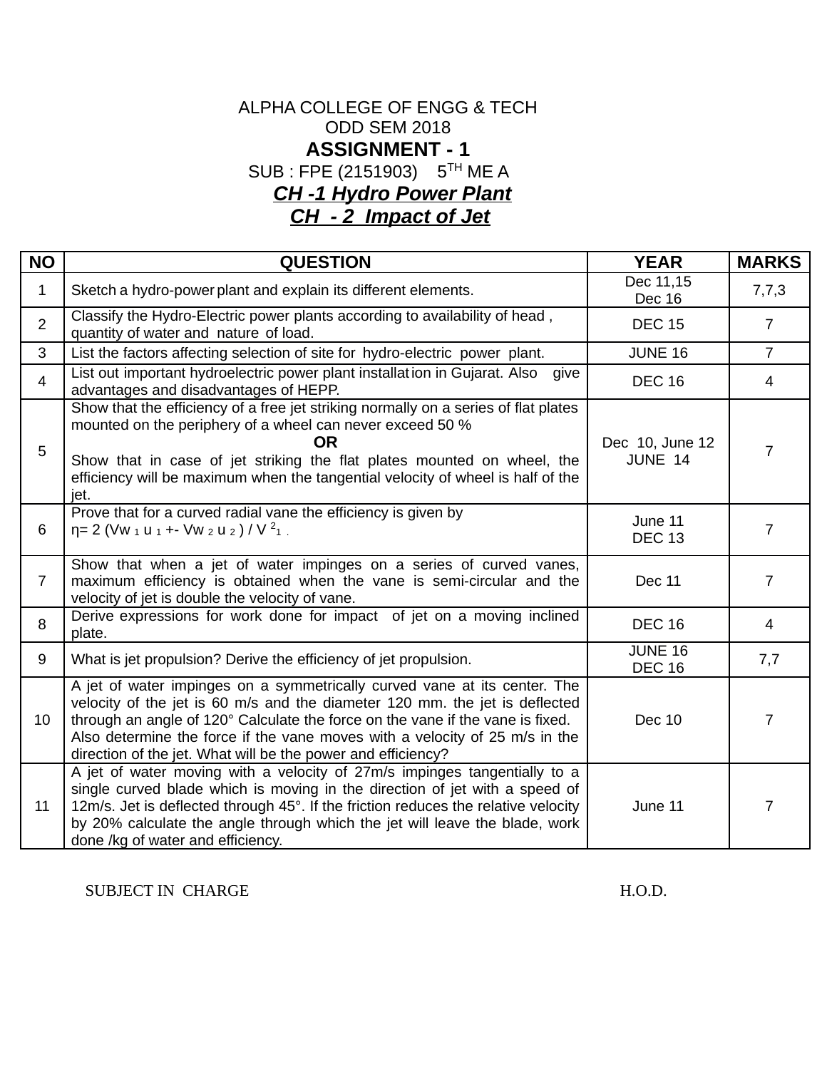ALPHA COLLEGE OF ENGG & TECH

ODD SEM 2018

# ASSIGNMENT - 1

SUB : FPE (2151903) 5TH ME A

## ***CH -1 Hydro Power Plant***

## ***CH - 2 Impact of Jet***

| NO | QUESTION | YEAR | MARKS |
|---|---|---|---|
| 1 | Sketch a hydro-power plant and explain its different elements. | Dec 11,15<br>Dec 16 | 7,7,3 |
| 2 | Classify the Hydro-Electric power plants according to availability of head , quantity of water and nature of load. | DEC 15 | 7 |
| 3 | List the factors affecting selection of site for hydro-electric power plant. | JUNE 16 | 7 |
| 4 | List out important hydroelectric power plant installation in Gujarat. Also give advantages and disadvantages of HEPP. | DEC 16 | 4 |
| 5 | Show that the efficiency of a free jet striking normally on a series of flat plates mounted on the periphery of a wheel can never exceed 50 %<br>**OR**<br>Show that in case of jet striking the flat plates mounted on wheel, the efficiency will be maximum when the tangential velocity of wheel is half of the jet. | Dec 10, June 12<br>JUNE 14 | 7 |
| 6 | Prove that for a curved radial vane the efficiency is given by<br>$\eta = 2 (V_{w1} u_1 \pm V_{w2} u_2) / V_1^2$ | June 11<br>DEC 13 | 7 |
| 7 | Show that when a jet of water impinges on a series of curved vanes, maximum efficiency is obtained when the vane is semi-circular and the velocity of jet is double the velocity of vane. | Dec 11 | 7 |
| 8 | Derive expressions for work done for impact of jet on a moving inclined plate. | DEC 16 | 4 |
| 9 | What is jet propulsion? Derive the efficiency of jet propulsion. | JUNE 16<br>DEC 16 | 7,7 |
| 10 | A jet of water impinges on a symmetrically curved vane at its center. The velocity of the jet is 60 m/s and the diameter 120 mm. the jet is deflected through an angle of 120° Calculate the force on the vane if the vane is fixed. Also determine the force if the vane moves with a velocity of 25 m/s in the direction of the jet. What will be the power and efficiency? | Dec 10 | 7 |
| 11 | A jet of water moving with a velocity of 27m/s impinges tangentially to a single curved blade which is moving in the direction of jet with a speed of 12m/s. Jet is deflected through 45°. If the friction reduces the relative velocity by 20% calculate the angle through which the jet will leave the blade, work done /kg of water and efficiency. | June 11 | 7 |

SUBJECT IN CHARGE H.O.D.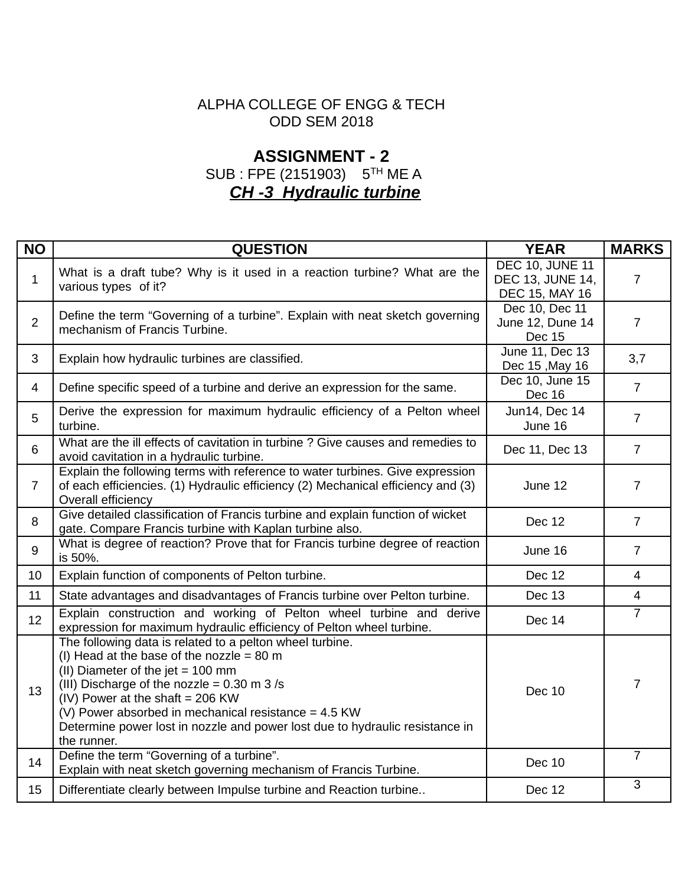ALPHA COLLEGE OF ENGG & TECH

ODD SEM 2018

## ASSIGNMENT - 2

SUB : FPE (2151903) 5$^{TH}$ ME A

***CH -3 Hydraulic turbine***

| NO | QUESTION | YEAR | MARKS |
|---|---|---|---|
| 1 | What is a draft tube? Why is it used in a reaction turbine? What are the various types of it? | DEC 10, JUNE 11 DEC 13, JUNE 14, DEC 15, MAY 16 | 7 |
| 2 | Define the term "Governing of a turbine". Explain with neat sketch governing mechanism of Francis Turbine. | Dec 10, Dec 11 June 12, Dune 14 Dec 15 | 7 |
| 3 | Explain how hydraulic turbines are classified. | June 11, Dec 13 Dec 15 ,May 16 | 3,7 |
| 4 | Define specific speed of a turbine and derive an expression for the same. | Dec 10, June 15 Dec 16 | 7 |
| 5 | Derive the expression for maximum hydraulic efficiency of a Pelton wheel turbine. | Jun14, Dec 14 June 16 | 7 |
| 6 | What are the ill effects of cavitation in turbine ? Give causes and remedies to avoid cavitation in a hydraulic turbine. | Dec 11, Dec 13 | 7 |
| 7 | Explain the following terms with reference to water turbines. Give expression of each efficiencies. (1) Hydraulic efficiency (2) Mechanical efficiency and (3) Overall efficiency | June 12 | 7 |
| 8 | Give detailed classification of Francis turbine and explain function of wicket gate. Compare Francis turbine with Kaplan turbine also. | Dec 12 | 7 |
| 9 | What is degree of reaction? Prove that for Francis turbine degree of reaction is 50%. | June 16 | 7 |
| 10 | Explain function of components of Pelton turbine. | Dec 12 | 4 |
| 11 | State advantages and disadvantages of Francis turbine over Pelton turbine. | Dec 13 | 4 |
| 12 | Explain construction and working of Pelton wheel turbine and derive expression for maximum hydraulic efficiency of Pelton wheel turbine. | Dec 14 | 7 |
| 13 | The following data is related to a pelton wheel turbine.<br>(I) Head at the base of the nozzle = 80 m<br>(II) Diameter of the jet = 100 mm<br>(III) Discharge of the nozzle = 0.30 m 3 /s<br>(IV) Power at the shaft = 206 KW<br>(V) Power absorbed in mechanical resistance = 4.5 KW<br>Determine power lost in nozzle and power lost due to hydraulic resistance in the runner. | Dec 10 | 7 |
| 14 | Define the term "Governing of a turbine".<br>Explain with neat sketch governing mechanism of Francis Turbine. | Dec 10 | 7 |
| 15 | Differentiate clearly between Impulse turbine and Reaction turbine.. | Dec 12 | 3 |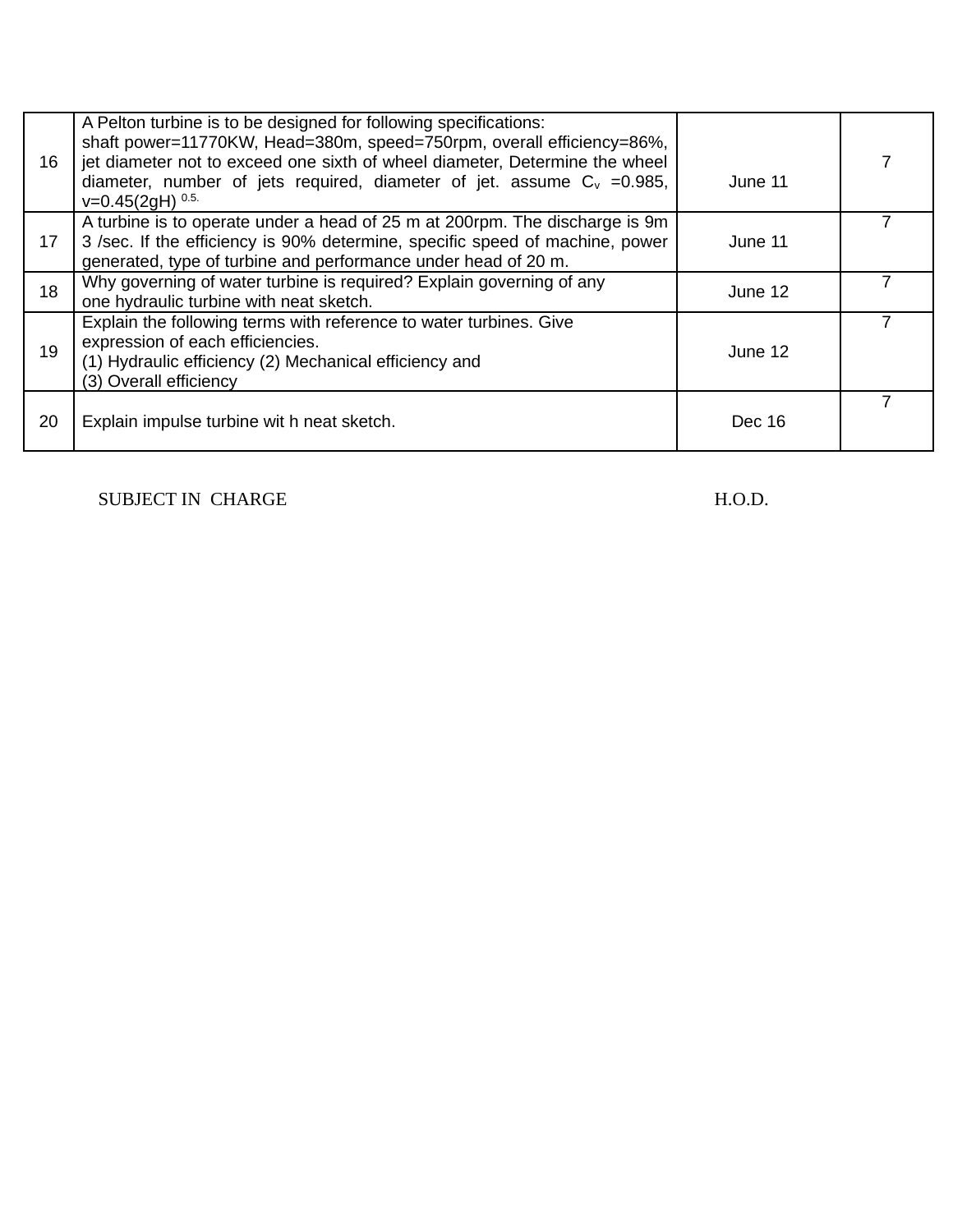| 16 | A Pelton turbine is to be designed for following specifications: shaft power=11770KW, Head=380m, speed=750rpm, overall efficiency=86%, jet diameter not to exceed one sixth of wheel diameter, Determine the wheel diameter, number of jets required, diameter of jet. assume $C_v$ =0.985, v=0.45(2gH) $^{0.5.}$ | June 11 | 7 |
|---|---|---|---|
| 17 | A turbine is to operate under a head of 25 m at 200rpm. The discharge is 9m 3 /sec. If the efficiency is 90% determine, specific speed of machine, power generated, type of turbine and performance under head of 20 m. | June 11 | 7 |
| 18 | Why governing of water turbine is required? Explain governing of any one hydraulic turbine with neat sketch. | June 12 | 7 |
| 19 | Explain the following terms with reference to water turbines. Give expression of each efficiencies. (1) Hydraulic efficiency (2) Mechanical efficiency and (3) Overall efficiency | June 12 | 7 |
| 20 | Explain impulse turbine wit h neat sketch. | Dec 16 | 7 |

SUBJECT IN CHARGE H.O.D.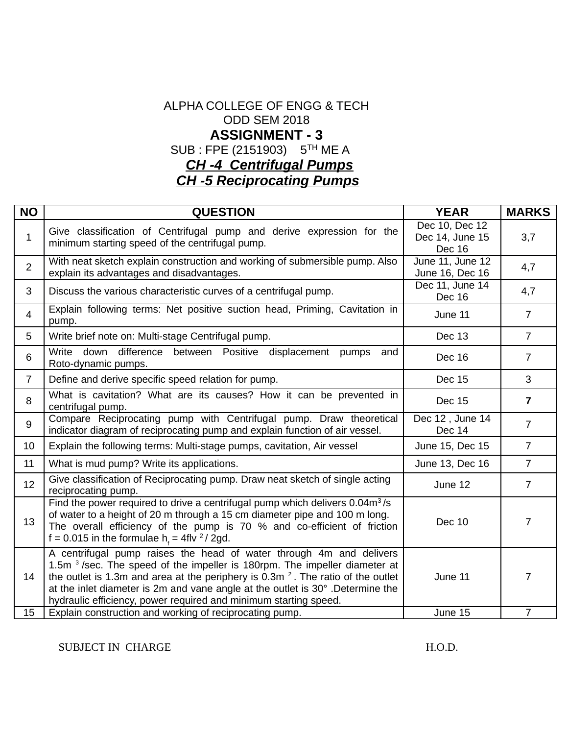ALPHA COLLEGE OF ENGG & TECH

ODD SEM 2018

# ASSIGNMENT - 3

SUB : FPE (2151903) $5^{TH}$ ME A

## *CH -4 Centrifugal Pumps*

## *CH -5 Reciprocating Pumps*

| NO | QUESTION | YEAR | MARKS |
|---|---|---|---|
| 1 | Give classification of Centrifugal pump and derive expression for the minimum starting speed of the centrifugal pump. | Dec 10, Dec 12 Dec 14, June 15 Dec 16 | 3,7 |
| 2 | With neat sketch explain construction and working of submersible pump. Also explain its advantages and disadvantages. | June 11, June 12 June 16, Dec 16 | 4,7 |
| 3 | Discuss the various characteristic curves of a centrifugal pump. | Dec 11, June 14 Dec 16 | 4,7 |
| 4 | Explain following terms: Net positive suction head, Priming, Cavitation in pump. | June 11 | 7 |
| 5 | Write brief note on: Multi-stage Centrifugal pump. | Dec 13 | 7 |
| 6 | Write down difference between Positive displacement pumps and Roto-dynamic pumps. | Dec 16 | 7 |
| 7 | Define and derive specific speed relation for pump. | Dec 15 | 3 |
| 8 | What is cavitation? What are its causes? How it can be prevented in centrifugal pump. | Dec 15 | **7** |
| 9 | Compare Reciprocating pump with Centrifugal pump. Draw theoretical indicator diagram of reciprocating pump and explain function of air vessel. | Dec 12 , June 14 Dec 14 | 7 |
| 10 | Explain the following terms: Multi-stage pumps, cavitation, Air vessel | June 15, Dec 15 | 7 |
| 11 | What is mud pump? Write its applications. | June 13, Dec 16 | 7 |
| 12 | Give classification of Reciprocating pump. Draw neat sketch of single acting reciprocating pump. | June 12 | 7 |
| 13 | Find the power required to drive a centrifugal pump which delivers $0.04m^3/s$ of water to a height of 20 m through a 15 cm diameter pipe and 100 m long. The overall efficiency of the pump is 70 % and co-efficient of friction f = 0.015 in the formulae $h_f = 4flv^2 / 2gd$. | Dec 10 | 7 |
| 14 | A centrifugal pump raises the head of water through 4m and delivers $1.5m^3/sec$. The speed of the impeller is 180rpm. The impeller diameter at the outlet is 1.3m and area at the periphery is $0.3m^2$. The ratio of the outlet at the inlet diameter is 2m and vane angle at the outlet is 30° .Determine the hydraulic efficiency, power required and minimum starting speed. | June 11 | 7 |
| 15 | Explain construction and working of reciprocating pump. | June 15 | 7 |

SUBJECT IN CHARGE H.O.D.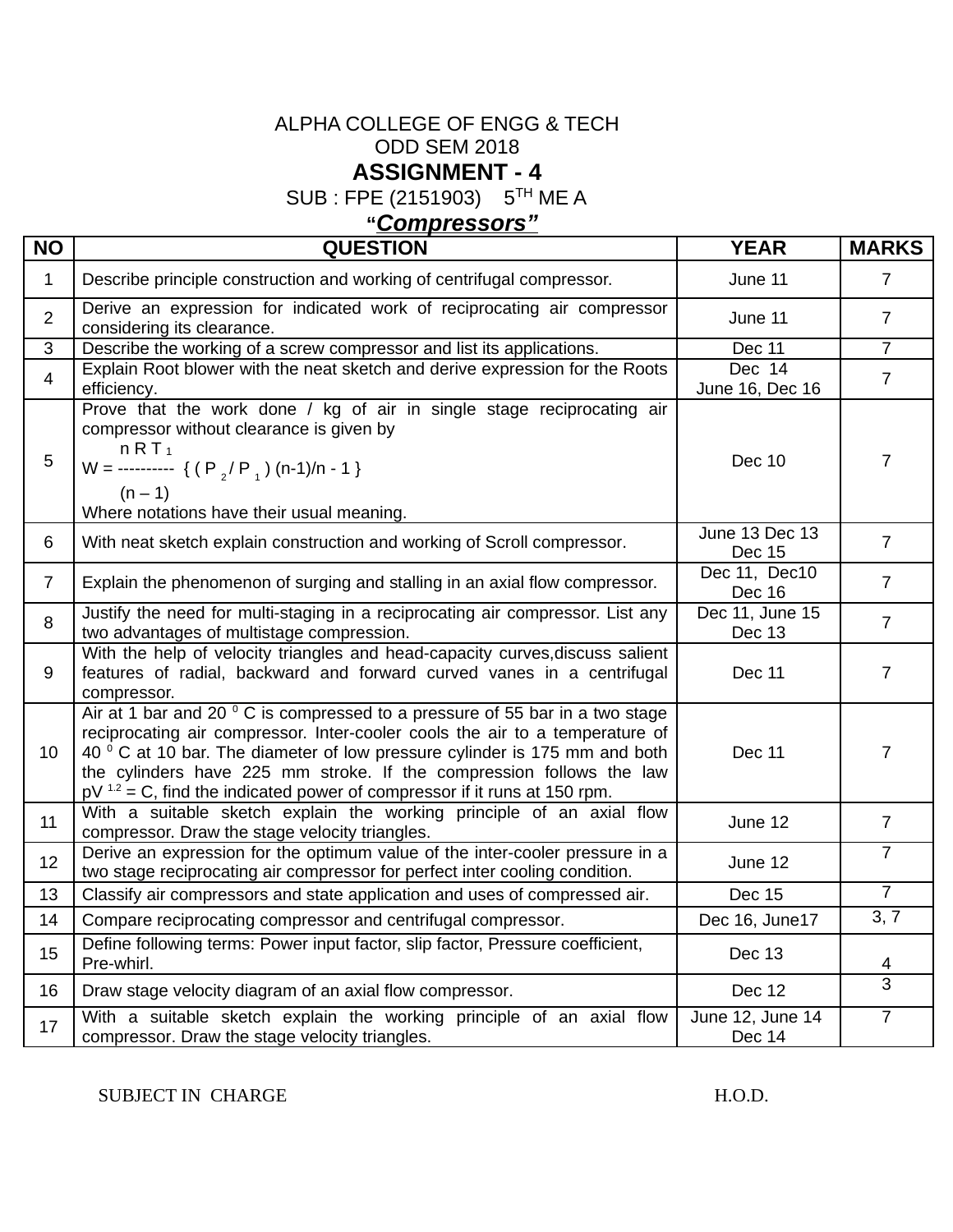ALPHA COLLEGE OF ENGG & TECH

ODD SEM 2018

# ASSIGNMENT - 4

SUB : FPE (2151903) $5^{TH}$ ME A

***"Compressors"***

| NO | QUESTION | YEAR | MARKS |
|---|---|---|---|
| 1 | Describe principle construction and working of centrifugal compressor. | June 11 | 7 |
| 2 | Derive an expression for indicated work of reciprocating air compressor considering its clearance. | June 11 | 7 |
| 3 | Describe the working of a screw compressor and list its applications. | Dec 11 | 7 |
| 4 | Explain Root blower with the neat sketch and derive expression for the Roots efficiency. | Dec 14 June 16, Dec 16 | 7 |
| 5 | Prove that the work done / kg of air in single stage reciprocating air compressor without clearance is given by $W = \frac{n R T_1}{(n-1)} \{ ( P_2 / P_1 )^{(n-1)/n} - 1 \}$ Where notations have their usual meaning. | Dec 10 | 7 |
| 6 | With neat sketch explain construction and working of Scroll compressor. | June 13 Dec 13 Dec 15 | 7 |
| 7 | Explain the phenomenon of surging and stalling in an axial flow compressor. | Dec 11, Dec10 Dec 16 | 7 |
| 8 | Justify the need for multi-staging in a reciprocating air compressor. List any two advantages of multistage compression. | Dec 11, June 15 Dec 13 | 7 |
| 9 | With the help of velocity triangles and head-capacity curves,discuss salient features of radial, backward and forward curved vanes in a centrifugal compressor. | Dec 11 | 7 |
| 10 | Air at 1 bar and 20 $^0$ C is compressed to a pressure of 55 bar in a two stage reciprocating air compressor. Inter-cooler cools the air to a temperature of 40 $^0$ C at 10 bar. The diameter of low pressure cylinder is 175 mm and both the cylinders have 225 mm stroke. If the compression follows the law $pV^{1.2} = C$, find the indicated power of compressor if it runs at 150 rpm. | Dec 11 | 7 |
| 11 | With a suitable sketch explain the working principle of an axial flow compressor. Draw the stage velocity triangles. | June 12 | 7 |
| 12 | Derive an expression for the optimum value of the inter-cooler pressure in a two stage reciprocating air compressor for perfect inter cooling condition. | June 12 | 7 |
| 13 | Classify air compressors and state application and uses of compressed air. | Dec 15 | 7 |
| 14 | Compare reciprocating compressor and centrifugal compressor. | Dec 16, June17 | 3, 7 |
| 15 | Define following terms: Power input factor, slip factor, Pressure coefficient, Pre-whirl. | Dec 13 | 4 |
| 16 | Draw stage velocity diagram of an axial flow compressor. | Dec 12 | 3 |
| 17 | With a suitable sketch explain the working principle of an axial flow compressor. Draw the stage velocity triangles. | June 12, June 14 Dec 14 | 7 |

SUBJECT IN CHARGE H.O.D.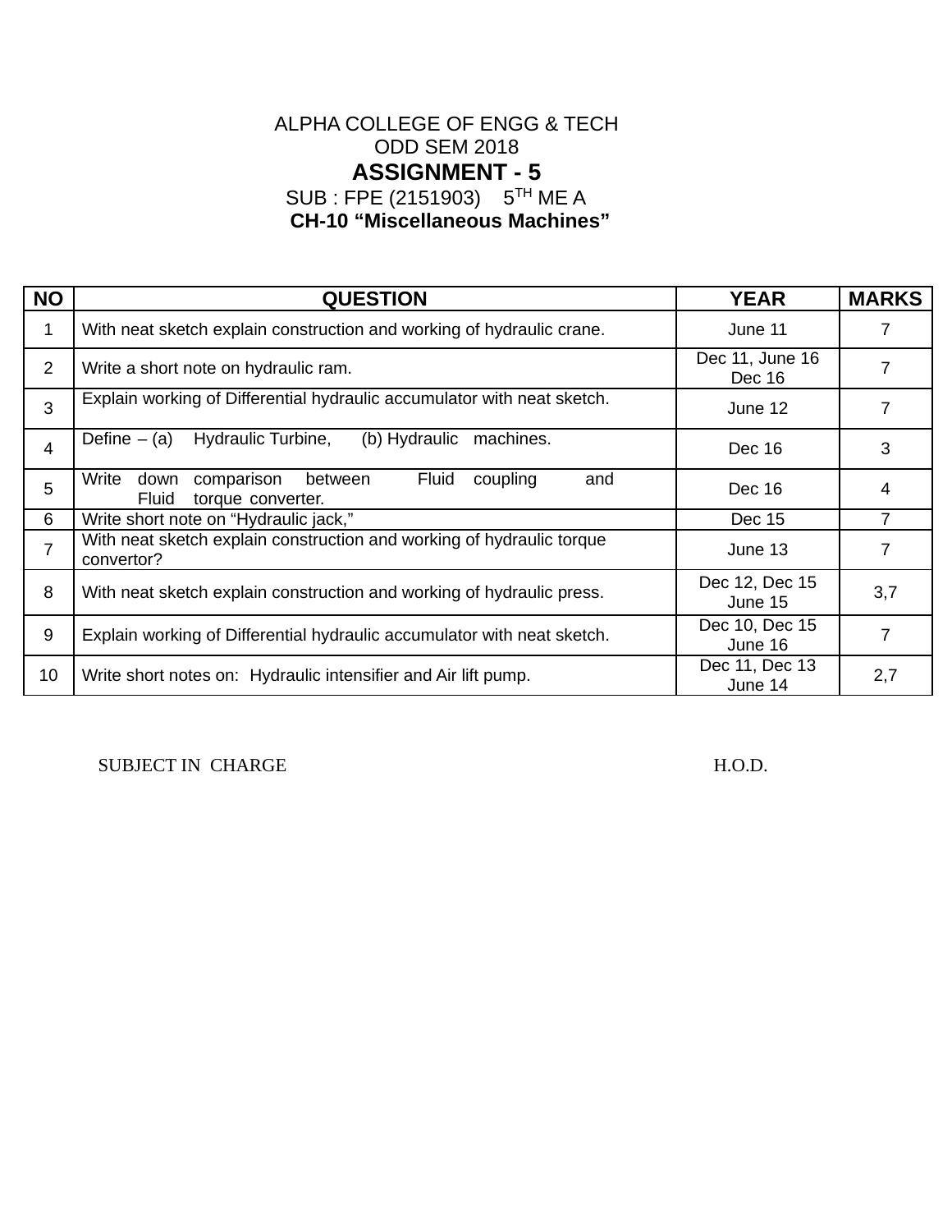ALPHA COLLEGE OF ENGG & TECH

ODD SEM 2018

# ASSIGNMENT - 5

SUB : FPE (2151903) $5^{TH}$ ME A

**CH-10 “Miscellaneous Machines”**

| NO | QUESTION | YEAR | MARKS |
|---|---|---|---|
| 1 | With neat sketch explain construction and working of hydraulic crane. | June 11 | 7 |
| 2 | Write a short note on hydraulic ram. | Dec 11, June 16 Dec 16 | 7 |
| 3 | Explain working of Differential hydraulic accumulator with neat sketch. | June 12 | 7 |
| 4 | Define – (a) Hydraulic Turbine, (b) Hydraulic machines. | Dec 16 | 3 |
| 5 | Write down comparison between Fluid coupling and Fluid torque converter. | Dec 16 | 4 |
| 6 | Write short note on “Hydraulic jack,” | Dec 15 | 7 |
| 7 | With neat sketch explain construction and working of hydraulic torque convertor? | June 13 | 7 |
| 8 | With neat sketch explain construction and working of hydraulic press. | Dec 12, Dec 15 June 15 | 3,7 |
| 9 | Explain working of Differential hydraulic accumulator with neat sketch. | Dec 10, Dec 15 June 16 | 7 |
| 10 | Write short notes on: Hydraulic intensifier and Air lift pump. | Dec 11, Dec 13 June 14 | 2,7 |

SUBJECT IN CHARGE H.O.D.